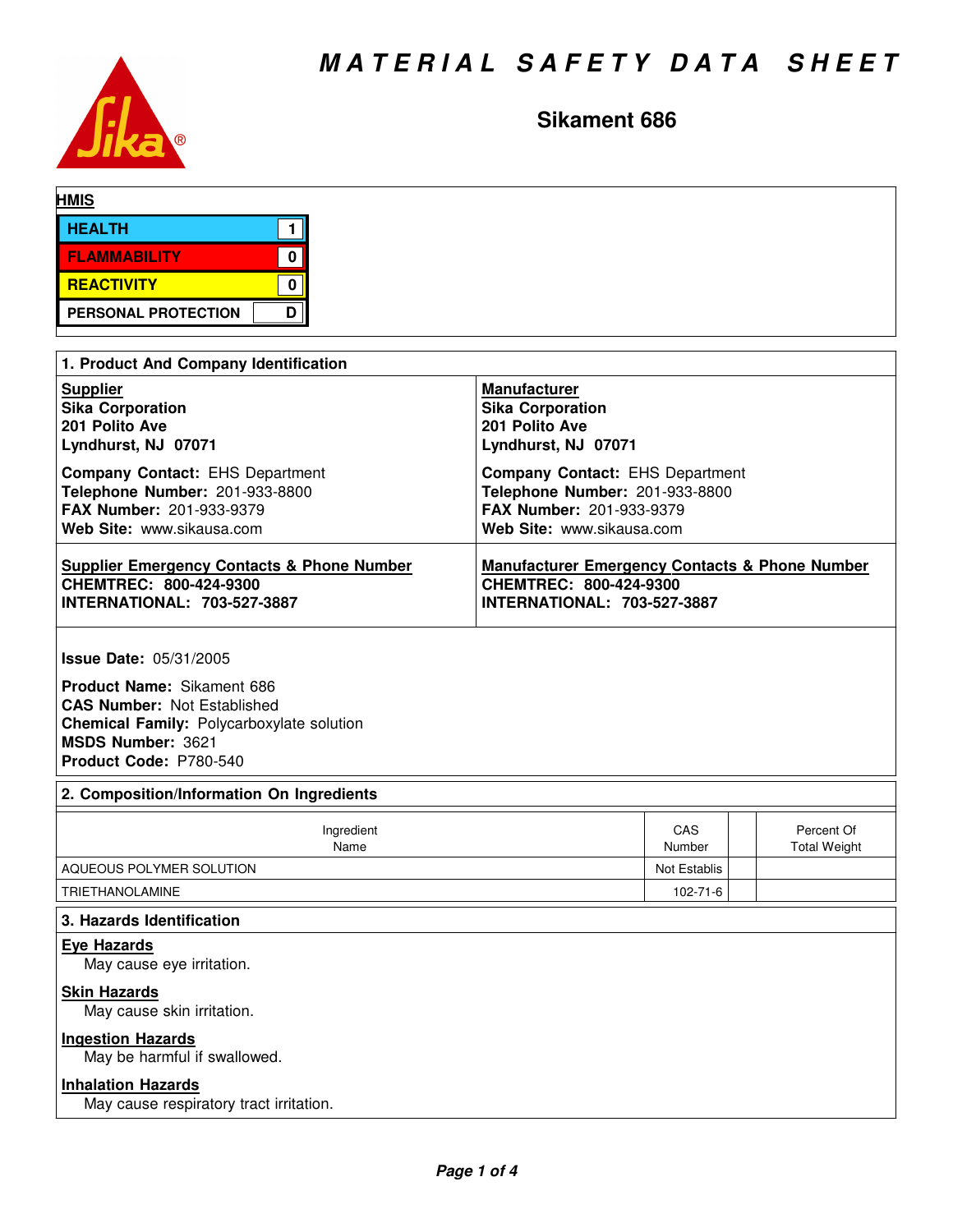# MATERIAL SAFETY DATA SHEET

## Sikament 686

**HMIS**

| | |
|---|---|
| HEALTH | 1 |
| FLAMMABILITY | 0 |
| REACTIVITY | 0 |
| PERSONAL PROTECTION | D |

## 1. Product And Company Identification

**Supplier**
**Sika Corporation**
**201 Polito Ave**
**Lyndhurst, NJ 07071**

**Company Contact:** EHS Department
**Telephone Number:** 201-933-8800
**FAX Number:** 201-933-9379
**Web Site:** www.sikausa.com

**Manufacturer**
**Sika Corporation**
**201 Polito Ave**
**Lyndhurst, NJ 07071**

**Company Contact:** EHS Department
**Telephone Number:** 201-933-8800
**FAX Number:** 201-933-9379
**Web Site:** www.sikausa.com

**Supplier Emergency Contacts & Phone Number**
**CHEMTREC: 800-424-9300**
**INTERNATIONAL: 703-527-3887**

**Manufacturer Emergency Contacts & Phone Number**
**CHEMTREC: 800-424-9300**
**INTERNATIONAL: 703-527-3887**

**Issue Date:** 05/31/2005

**Product Name:** Sikament 686
**CAS Number:** Not Established
**Chemical Family:** Polycarboxylate solution
**MSDS Number:** 3621
**Product Code:** P780-540

## 2. Composition/Information On Ingredients

| Ingredient Name | CAS Number | | Percent Of Total Weight |
|---|---|---|---|
| AQUEOUS POLYMER SOLUTION | Not Establis | | |
| TRIETHANOLAMINE | 102-71-6 | | |

## 3. Hazards Identification

**Eye Hazards**
May cause eye irritation.

**Skin Hazards**
May cause skin irritation.

**Ingestion Hazards**
May be harmful if swallowed.

**Inhalation Hazards**
May cause respiratory tract irritation.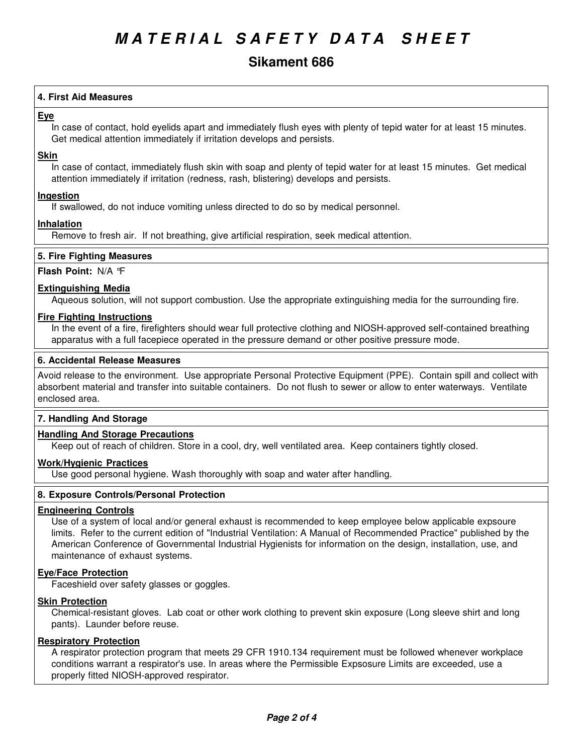# MATERIAL SAFETY DATA SHEET

## Sikament 686

### 4. First Aid Measures

**Eye**

In case of contact, hold eyelids apart and immediately flush eyes with plenty of tepid water for at least 15 minutes. Get medical attention immediately if irritation develops and persists.

**Skin**

In case of contact, immediately flush skin with soap and plenty of tepid water for at least 15 minutes. Get medical attention immediately if irritation (redness, rash, blistering) develops and persists.

**Ingestion**

If swallowed, do not induce vomiting unless directed to do so by medical personnel.

**Inhalation**

Remove to fresh air. If not breathing, give artificial respiration, seek medical attention.

### 5. Fire Fighting Measures

**Flash Point:** N/A °F

**Extinguishing Media**

Aqueous solution, will not support combustion. Use the appropriate extinguishing media for the surrounding fire.

**Fire Fighting Instructions**

In the event of a fire, firefighters should wear full protective clothing and NIOSH-approved self-contained breathing apparatus with a full facepiece operated in the pressure demand or other positive pressure mode.

### 6. Accidental Release Measures

Avoid release to the environment. Use appropriate Personal Protective Equipment (PPE). Contain spill and collect with absorbent material and transfer into suitable containers. Do not flush to sewer or allow to enter waterways. Ventilate enclosed area.

### 7. Handling And Storage

**Handling And Storage Precautions**

Keep out of reach of children. Store in a cool, dry, well ventilated area. Keep containers tightly closed.

**Work/Hygienic Practices**

Use good personal hygiene. Wash thoroughly with soap and water after handling.

### 8. Exposure Controls/Personal Protection

**Engineering Controls**

Use of a system of local and/or general exhaust is recommended to keep employee below applicable expsoure limits. Refer to the current edition of "Industrial Ventilation: A Manual of Recommended Practice" published by the American Conference of Governmental Industrial Hygienists for information on the design, installation, use, and maintenance of exhaust systems.

**Eye/Face Protection**

Faceshield over safety glasses or goggles.

**Skin Protection**

Chemical-resistant gloves. Lab coat or other work clothing to prevent skin exposure (Long sleeve shirt and long pants). Launder before reuse.

**Respiratory Protection**

A respirator protection program that meets 29 CFR 1910.134 requirement must be followed whenever workplace conditions warrant a respirator's use. In areas where the Permissible Expsosure Limits are exceeded, use a properly fitted NIOSH-approved respirator.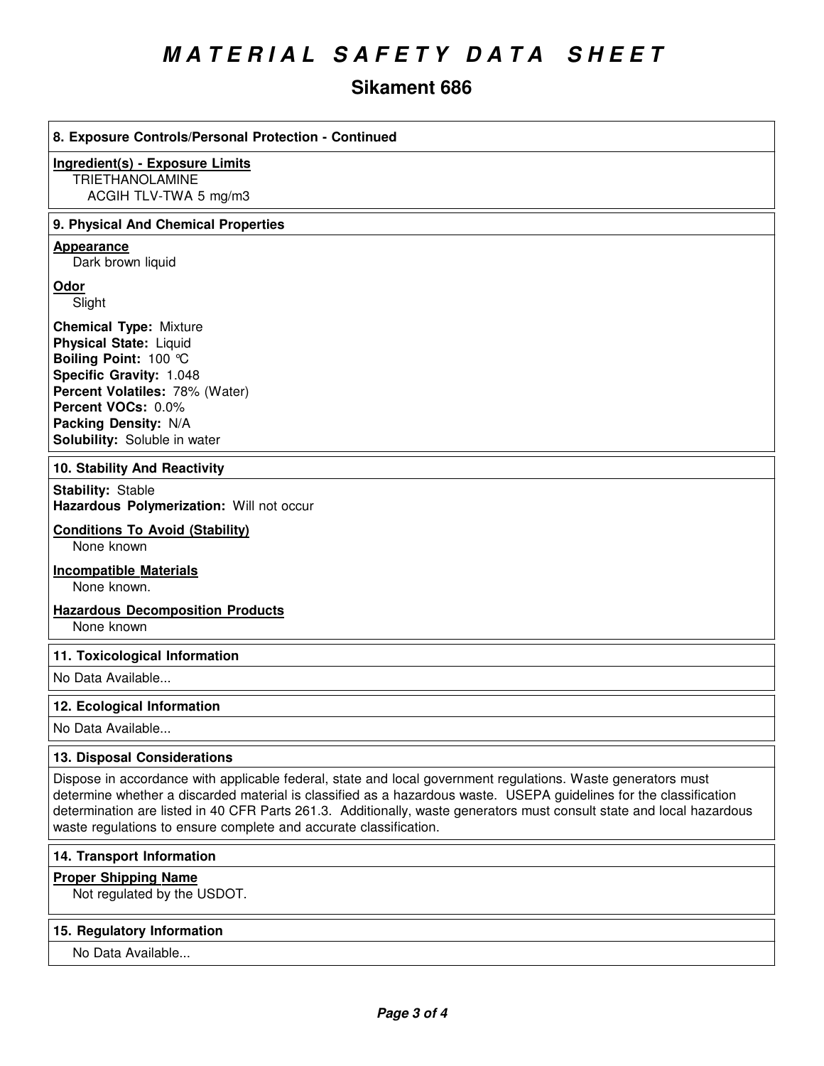# MATERIAL SAFETY DATA SHEET

## Sikament 686

### 8. Exposure Controls/Personal Protection - Continued

**Ingredient(s) - Exposure Limits**

TRIETHANOLAMINE
ACGIH TLV-TWA 5 mg/m3

### 9. Physical And Chemical Properties

**Appearance**

Dark brown liquid

**Odor**

Slight

**Chemical Type:** Mixture
**Physical State:** Liquid
**Boiling Point:** 100 °C
**Specific Gravity:** 1.048
**Percent Volatiles:** 78% (Water)
**Percent VOCs:** 0.0%
**Packing Density:** N/A
**Solubility:** Soluble in water

### 10. Stability And Reactivity

**Stability:** Stable
**Hazardous Polymerization:** Will not occur

**Conditions To Avoid (Stability)**

None known

**Incompatible Materials**

None known.

**Hazardous Decomposition Products**

None known

### 11. Toxicological Information

No Data Available...

### 12. Ecological Information

No Data Available...

### 13. Disposal Considerations

Dispose in accordance with applicable federal, state and local government regulations. Waste generators must determine whether a discarded material is classified as a hazardous waste. USEPA guidelines for the classification determination are listed in 40 CFR Parts 261.3. Additionally, waste generators must consult state and local hazardous waste regulations to ensure complete and accurate classification.

### 14. Transport Information

**Proper Shipping Name**

Not regulated by the USDOT.

### 15. Regulatory Information

No Data Available...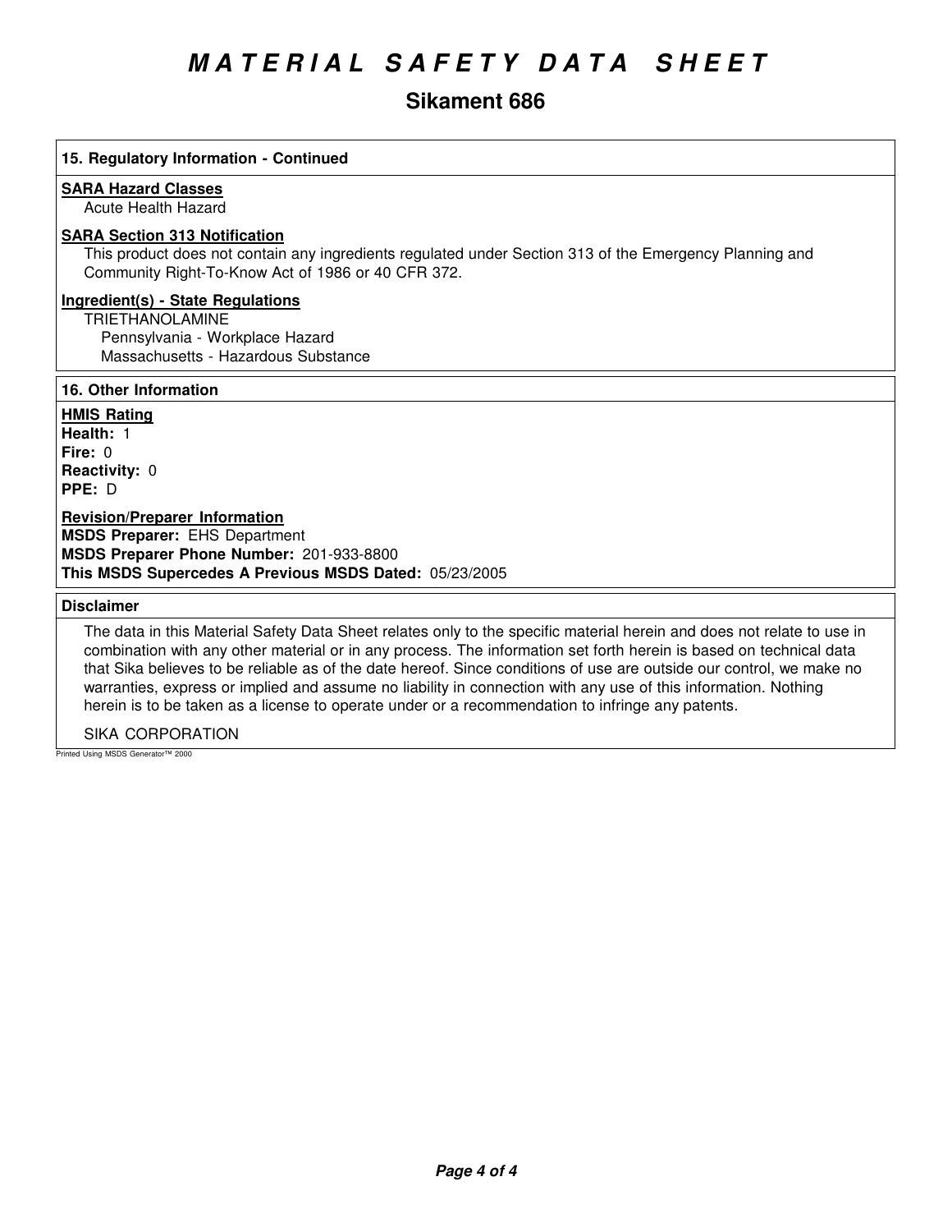# MATERIAL SAFETY DATA SHEET

## Sikament 686

### 15. Regulatory Information - Continued

**SARA Hazard Classes**

Acute Health Hazard

**SARA Section 313 Notification**

This product does not contain any ingredients regulated under Section 313 of the Emergency Planning and Community Right-To-Know Act of 1986 or 40 CFR 372.

**Ingredient(s) - State Regulations**

TRIETHANOLAMINE

Pennsylvania - Workplace Hazard

Massachusetts - Hazardous Substance

### 16. Other Information

**HMIS Rating**

**Health:** 1

**Fire:** 0

**Reactivity:** 0

**PPE:** D

**Revision/Preparer Information**

**MSDS Preparer:** EHS Department

**MSDS Preparer Phone Number:** 201-933-8800

**This MSDS Supercedes A Previous MSDS Dated:** 05/23/2005

### Disclaimer

The data in this Material Safety Data Sheet relates only to the specific material herein and does not relate to use in combination with any other material or in any process. The information set forth herein is based on technical data that Sika believes to be reliable as of the date hereof. Since conditions of use are outside our control, we make no warranties, express or implied and assume no liability in connection with any use of this information. Nothing herein is to be taken as a license to operate under or a recommendation to infringe any patents.

SIKA CORPORATION

Printed Using MSDS Generator™ 2000